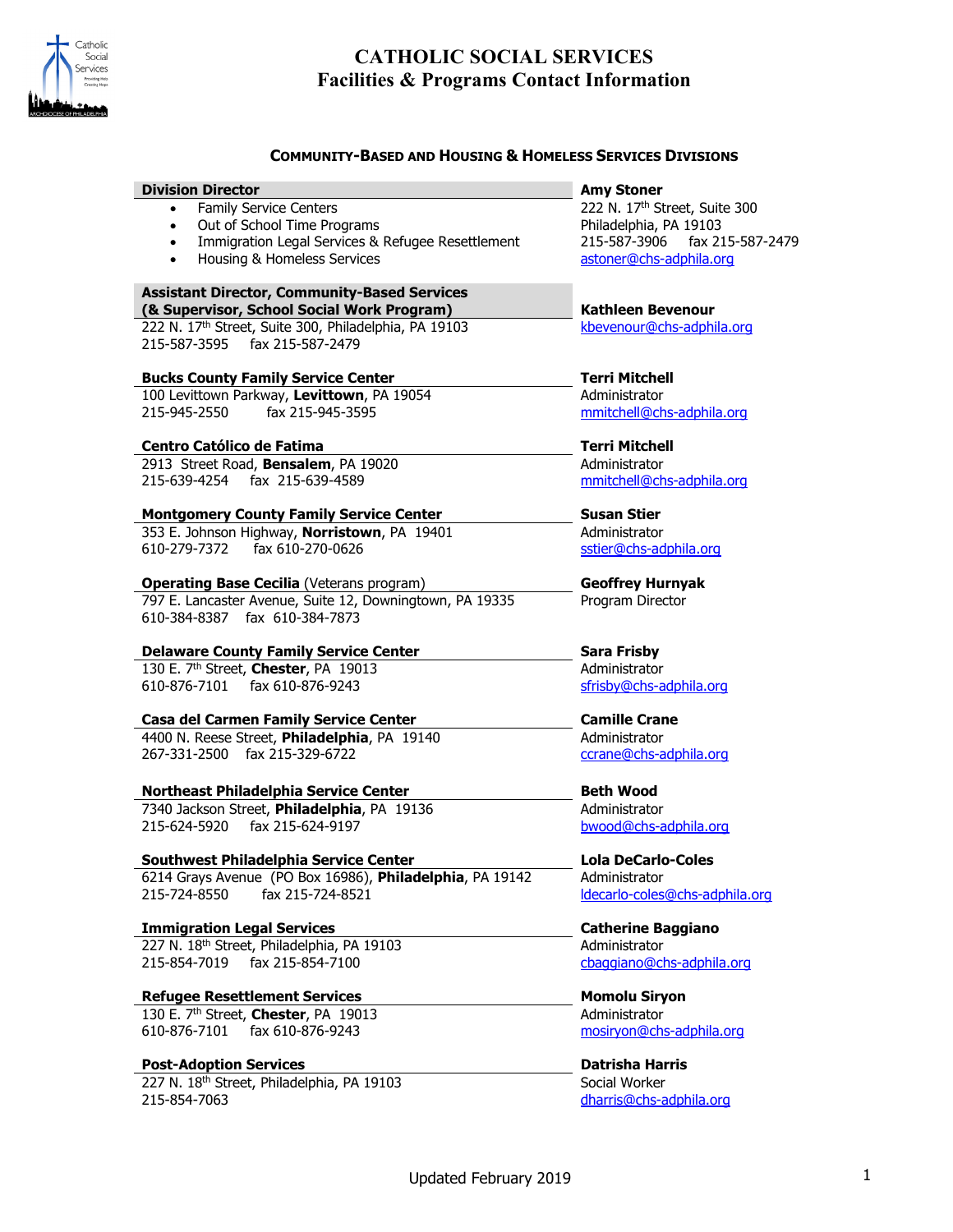# CATHOLIC SOCIAL SERVICES
## Facilities & Programs Contact Information

### COMMUNITY-BASED AND HOUSING & HOMELESS SERVICES DIVISIONS

**Division Director**
- Family Service Centers
- Out of School Time Programs
- Immigration Legal Services & Refugee Resettlement
- Housing & Homeless Services

**Amy Stoner**
222 N. 17th Street, Suite 300
Philadelphia, PA 19103
215-587-3906 fax 215-587-2479
astoner@chs-adphila.org

**Assistant Director, Community-Based Services (& Supervisor, School Social Work Program)**
222 N. 17th Street, Suite 300, Philadelphia, PA 19103
215-587-3595 fax 215-587-2479

**Kathleen Bevenour**
kbevenour@chs-adphila.org

**Bucks County Family Service Center**
100 Levittown Parkway, **Levittown**, PA 19054
215-945-2550 fax 215-945-3595

**Terri Mitchell**
Administrator
mmitchell@chs-adphila.org

**Centro Católico de Fatima**
2913 Street Road, **Bensalem**, PA 19020
215-639-4254 fax 215-639-4589

**Terri Mitchell**
Administrator
mmitchell@chs-adphila.org

**Montgomery County Family Service Center**
353 E. Johnson Highway, **Norristown**, PA 19401
610-279-7372 fax 610-270-0626

**Susan Stier**
Administrator
sstier@chs-adphila.org

**Operating Base Cecilia** (Veterans program)
797 E. Lancaster Avenue, Suite 12, Downingtown, PA 19335
610-384-8387 fax 610-384-7873

**Geoffrey Hurnyak**
Program Director

**Delaware County Family Service Center**
130 E. 7th Street, **Chester**, PA 19013
610-876-7101 fax 610-876-9243

**Sara Frisby**
Administrator
sfrisby@chs-adphila.org

**Casa del Carmen Family Service Center**
4400 N. Reese Street, **Philadelphia**, PA 19140
267-331-2500 fax 215-329-6722

**Camille Crane**
Administrator
ccrane@chs-adphila.org

**Northeast Philadelphia Service Center**
7340 Jackson Street, **Philadelphia**, PA 19136
215-624-5920 fax 215-624-9197

**Beth Wood**
Administrator
bwood@chs-adphila.org

**Southwest Philadelphia Service Center**
6214 Grays Avenue (PO Box 16986), **Philadelphia**, PA 19142
215-724-8550 fax 215-724-8521

**Lola DeCarlo-Coles**
Administrator
ldecarlo-coles@chs-adphila.org

**Immigration Legal Services**
227 N. 18th Street, Philadelphia, PA 19103
215-854-7019 fax 215-854-7100

**Catherine Baggiano**
Administrator
cbaggiano@chs-adphila.org

**Refugee Resettlement Services**
130 E. 7th Street, **Chester**, PA 19013
610-876-7101 fax 610-876-9243

**Momolu Siryon**
Administrator
mosiryon@chs-adphila.org

**Post-Adoption Services**
227 N. 18th Street, Philadelphia, PA 19103
215-854-7063

**Datrisha Harris**
Social Worker
dharris@chs-adphila.org

Updated February 2019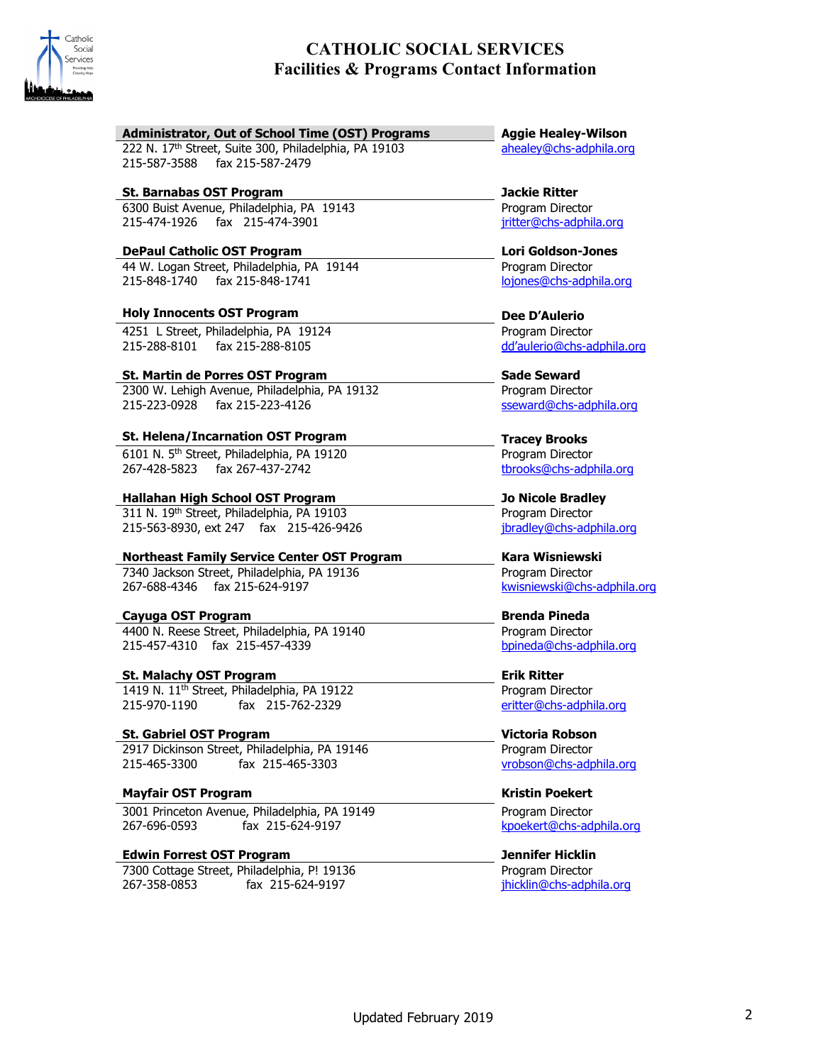# CATHOLIC SOCIAL SERVICES
## Facilities & Programs Contact Information

**Administrator, Out of School Time (OST) Programs**
222 N. 17th Street, Suite 300, Philadelphia, PA 19103
215-587-3588 fax 215-587-2479

**Aggie Healey-Wilson**
ahealey@chs-adphila.org

**St. Barnabas OST Program**
6300 Buist Avenue, Philadelphia, PA 19143
215-474-1926 fax 215-474-3901

**Jackie Ritter**
Program Director
jritter@chs-adphila.org

**DePaul Catholic OST Program**
44 W. Logan Street, Philadelphia, PA 19144
215-848-1740 fax 215-848-1741

**Lori Goldson-Jones**
Program Director
lojones@chs-adphila.org

**Holy Innocents OST Program**
4251 L Street, Philadelphia, PA 19124
215-288-8101 fax 215-288-8105

**Dee D'Aulerio**
Program Director
dd'aulerio@chs-adphila.org

**St. Martin de Porres OST Program**
2300 W. Lehigh Avenue, Philadelphia, PA 19132
215-223-0928 fax 215-223-4126

**Sade Seward**
Program Director
sseward@chs-adphila.org

**St. Helena/Incarnation OST Program**
6101 N. 5th Street, Philadelphia, PA 19120
267-428-5823 fax 267-437-2742

**Tracey Brooks**
Program Director
tbrooks@chs-adphila.org

**Hallahan High School OST Program**
311 N. 19th Street, Philadelphia, PA 19103
215-563-8930, ext 247 fax 215-426-9426

**Jo Nicole Bradley**
Program Director
jbradley@chs-adphila.org

**Northeast Family Service Center OST Program**
7340 Jackson Street, Philadelphia, PA 19136
267-688-4346 fax 215-624-9197

**Kara Wisniewski**
Program Director
kwisniewski@chs-adphila.org

**Cayuga OST Program**
4400 N. Reese Street, Philadelphia, PA 19140
215-457-4310 fax 215-457-4339

**Brenda Pineda**
Program Director
bpineda@chs-adphila.org

**St. Malachy OST Program**
1419 N. 11th Street, Philadelphia, PA 19122
215-970-1190 fax 215-762-2329

**Erik Ritter**
Program Director
eritter@chs-adphila.org

**St. Gabriel OST Program**
2917 Dickinson Street, Philadelphia, PA 19146
215-465-3300 fax 215-465-3303

**Victoria Robson**
Program Director
vrobson@chs-adphila.org

**Mayfair OST Program**
3001 Princeton Avenue, Philadelphia, PA 19149
267-696-0593 fax 215-624-9197

**Kristin Poekert**
Program Director
kpoekert@chs-adphila.org

**Edwin Forrest OST Program**
7300 Cottage Street, Philadelphia, P! 19136
267-358-0853 fax 215-624-9197

**Jennifer Hicklin**
Program Director
jhicklin@chs-adphila.org

Updated February 2019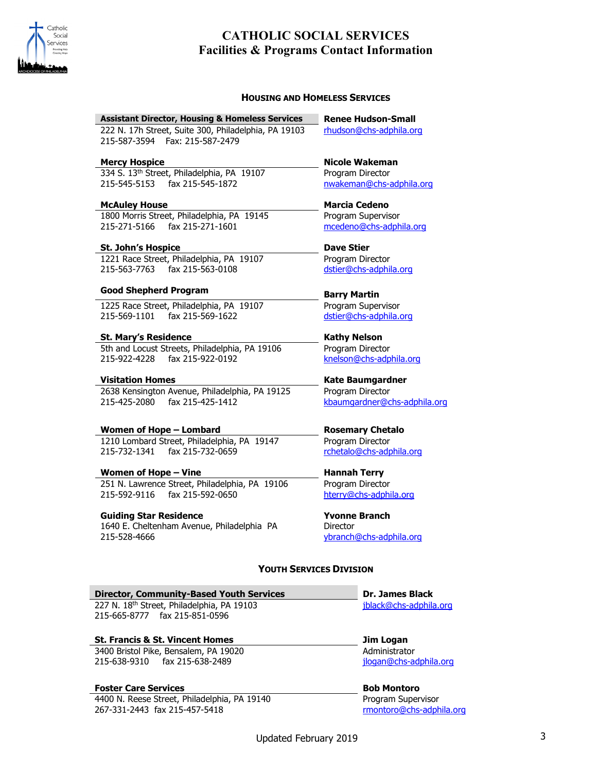# CATHOLIC SOCIAL SERVICES
## Facilities & Programs Contact Information

### Housing and Homeless Services

| Facility / Program | Contact |
|---|---|
| **Assistant Director, Housing & Homeless Services**<br>222 N. 17h Street, Suite 300, Philadelphia, PA 19103<br>215-587-3594 Fax: 215-587-2479 | **Renee Hudson-Small**<br>rhudson@chs-adphila.org |
| **Mercy Hospice**<br>334 S. 13th Street, Philadelphia, PA 19107<br>215-545-5153 fax 215-545-1872 | **Nicole Wakeman**<br>Program Director<br>nwakeman@chs-adphila.org |
| **McAuley House**<br>1800 Morris Street, Philadelphia, PA 19145<br>215-271-5166 fax 215-271-1601 | **Marcia Cedeno**<br>Program Supervisor<br>mcedeno@chs-adphila.org |
| **St. John's Hospice**<br>1221 Race Street, Philadelphia, PA 19107<br>215-563-7763 fax 215-563-0108 | **Dave Stier**<br>Program Director<br>dstier@chs-adphila.org |
| **Good Shepherd Program**<br>1225 Race Street, Philadelphia, PA 19107<br>215-569-1101 fax 215-569-1622 | **Barry Martin**<br>Program Supervisor<br>dstier@chs-adphila.org |
| **St. Mary's Residence**<br>5th and Locust Streets, Philadelphia, PA 19106<br>215-922-4228 fax 215-922-0192 | **Kathy Nelson**<br>Program Director<br>knelson@chs-adphila.org |
| **Visitation Homes**<br>2638 Kensington Avenue, Philadelphia, PA 19125<br>215-425-2080 fax 215-425-1412 | **Kate Baumgardner**<br>Program Director<br>kbaumgardner@chs-adphila.org |
| **Women of Hope – Lombard**<br>1210 Lombard Street, Philadelphia, PA 19147<br>215-732-1341 fax 215-732-0659 | **Rosemary Chetalo**<br>Program Director<br>rchetalo@chs-adphila.org |
| **Women of Hope – Vine**<br>251 N. Lawrence Street, Philadelphia, PA 19106<br>215-592-9116 fax 215-592-0650 | **Hannah Terry**<br>Program Director<br>hterry@chs-adphila.org |
| **Guiding Star Residence**<br>1640 E. Cheltenham Avenue, Philadelphia PA<br>215-528-4666 | **Yvonne Branch**<br>Director<br>ybranch@chs-adphila.org |

### Youth Services Division

| Facility / Program | Contact |
|---|---|
| **Director, Community-Based Youth Services**<br>227 N. 18th Street, Philadelphia, PA 19103<br>215-665-8777 fax 215-851-0596 | **Dr. James Black**<br>jblack@chs-adphila.org |
| **St. Francis & St. Vincent Homes**<br>3400 Bristol Pike, Bensalem, PA 19020<br>215-638-9310 fax 215-638-2489 | **Jim Logan**<br>Administrator<br>jlogan@chs-adphila.org |
| **Foster Care Services**<br>4400 N. Reese Street, Philadelphia, PA 19140<br>267-331-2443 fax 215-457-5418 | **Bob Montoro**<br>Program Supervisor<br>rmontoro@chs-adphila.org |

Updated February 2019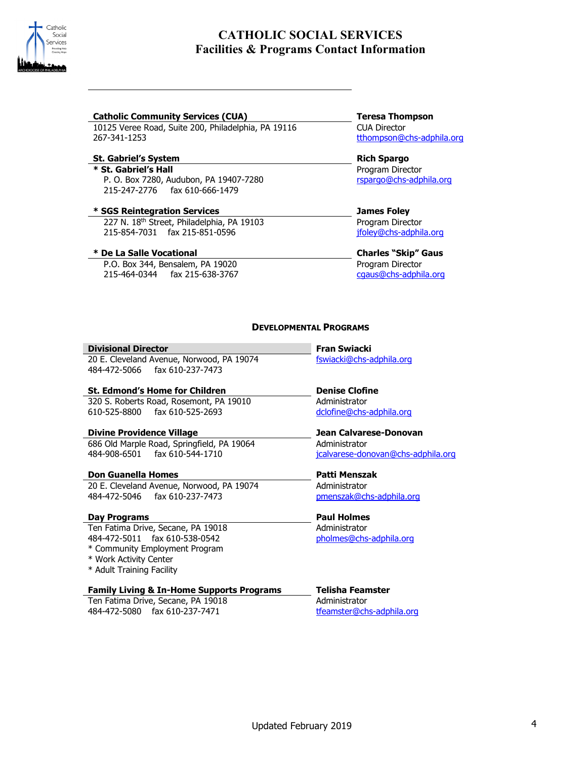# CATHOLIC SOCIAL SERVICES
## Facilities & Programs Contact Information

**Catholic Community Services (CUA)**
10125 Veree Road, Suite 200, Philadelphia, PA 19116
267-341-1253

**Teresa Thompson**
CUA Director
tthompson@chs-adphila.org

**St. Gabriel's System**

**\* St. Gabriel's Hall**
P. O. Box 7280, Audubon, PA 19407-7280
215-247-2776 fax 610-666-1479

**Rich Spargo**
Program Director
rspargo@chs-adphila.org

**\* SGS Reintegration Services**
227 N. 18th Street, Philadelphia, PA 19103
215-854-7031 fax 215-851-0596

**James Foley**
Program Director
jfoley@chs-adphila.org

**\* De La Salle Vocational**
P.O. Box 344, Bensalem, PA 19020
215-464-0344 fax 215-638-3767

**Charles "Skip" Gaus**
Program Director
cgaus@chs-adphila.org

### DEVELOPMENTAL PROGRAMS

**Divisional Director**
20 E. Cleveland Avenue, Norwood, PA 19074
484-472-5066 fax 610-237-7473

**Fran Swiacki**
fswiacki@chs-adphila.org

**St. Edmond's Home for Children**
320 S. Roberts Road, Rosemont, PA 19010
610-525-8800 fax 610-525-2693

**Denise Clofine**
Administrator
dclofine@chs-adphila.org

**Divine Providence Village**
686 Old Marple Road, Springfield, PA 19064
484-908-6501 fax 610-544-1710

**Jean Calvarese-Donovan**
Administrator
jcalvarese-donovan@chs-adphila.org

**Don Guanella Homes**
20 E. Cleveland Avenue, Norwood, PA 19074
484-472-5046 fax 610-237-7473

**Patti Menszak**
Administrator
pmenszak@chs-adphila.org

**Day Programs**
Ten Fatima Drive, Secane, PA 19018
484-472-5011 fax 610-538-0542
* Community Employment Program
* Work Activity Center
* Adult Training Facility

**Paul Holmes**
Administrator
pholmes@chs-adphila.org

**Family Living & In-Home Supports Programs**
Ten Fatima Drive, Secane, PA 19018
484-472-5080 fax 610-237-7471

**Telisha Feamster**
Administrator
tfeamster@chs-adphila.org

Updated February 2019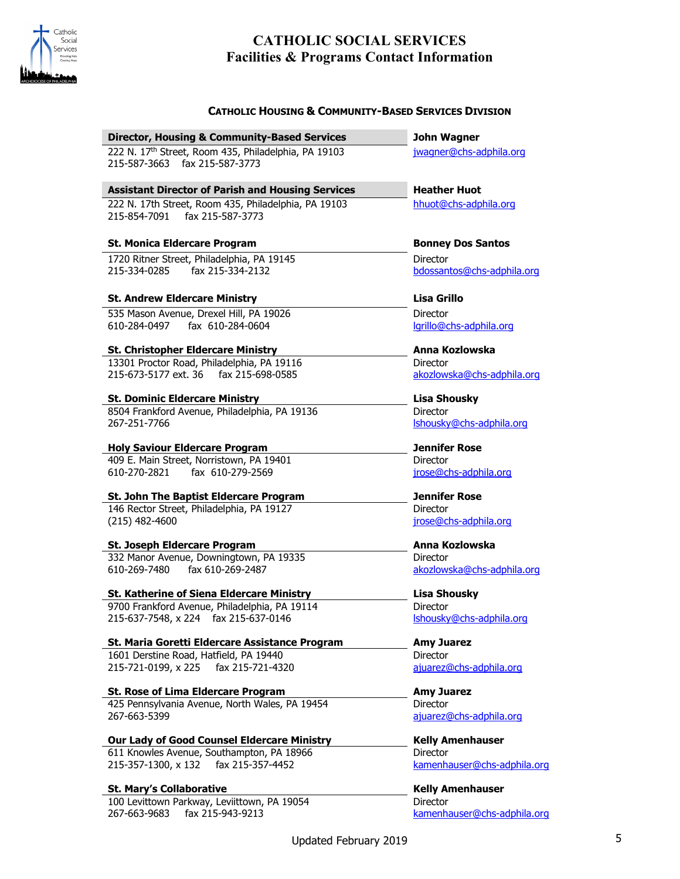# CATHOLIC SOCIAL SERVICES
## Facilities & Programs Contact Information

### CATHOLIC HOUSING & COMMUNITY-BASED SERVICES DIVISION

| Program / Contact | Name |
|---|---|
| **Director, Housing & Community-Based Services**<br>222 N. 17th Street, Room 435, Philadelphia, PA 19103<br>215-587-3663 fax 215-587-3773 | **John Wagner**<br>jwagner@chs-adphila.org |
| **Assistant Director of Parish and Housing Services**<br>222 N. 17th Street, Room 435, Philadelphia, PA 19103<br>215-854-7091 fax 215-587-3773 | **Heather Huot**<br>hhuot@chs-adphila.org |
| **St. Monica Eldercare Program**<br>1720 Ritner Street, Philadelphia, PA 19145<br>215-334-0285 fax 215-334-2132 | **Bonney Dos Santos**<br>Director<br>bdossantos@chs-adphila.org |
| **St. Andrew Eldercare Ministry**<br>535 Mason Avenue, Drexel Hill, PA 19026<br>610-284-0497 fax 610-284-0604 | **Lisa Grillo**<br>Director<br>lgrillo@chs-adphila.org |
| **St. Christopher Eldercare Ministry**<br>13301 Proctor Road, Philadelphia, PA 19116<br>215-673-5177 ext. 36 fax 215-698-0585 | **Anna Kozlowska**<br>Director<br>akozlowska@chs-adphila.org |
| **St. Dominic Eldercare Ministry**<br>8504 Frankford Avenue, Philadelphia, PA 19136<br>267-251-7766 | **Lisa Shousky**<br>Director<br>lshousky@chs-adphila.org |
| **Holy Saviour Eldercare Program**<br>409 E. Main Street, Norristown, PA 19401<br>610-270-2821 fax 610-279-2569 | **Jennifer Rose**<br>Director<br>jrose@chs-adphila.org |
| **St. John The Baptist Eldercare Program**<br>146 Rector Street, Philadelphia, PA 19127<br>(215) 482-4600 | **Jennifer Rose**<br>Director<br>jrose@chs-adphila.org |
| **St. Joseph Eldercare Program**<br>332 Manor Avenue, Downingtown, PA 19335<br>610-269-7480 fax 610-269-2487 | **Anna Kozlowska**<br>Director<br>akozlowska@chs-adphila.org |
| **St. Katherine of Siena Eldercare Ministry**<br>9700 Frankford Avenue, Philadelphia, PA 19114<br>215-637-7548, x 224 fax 215-637-0146 | **Lisa Shousky**<br>Director<br>lshousky@chs-adphila.org |
| **St. Maria Goretti Eldercare Assistance Program**<br>1601 Derstine Road, Hatfield, PA 19440<br>215-721-0199, x 225 fax 215-721-4320 | **Amy Juarez**<br>Director<br>ajuarez@chs-adphila.org |
| **St. Rose of Lima Eldercare Program**<br>425 Pennsylvania Avenue, North Wales, PA 19454<br>267-663-5399 | **Amy Juarez**<br>Director<br>ajuarez@chs-adphila.org |
| **Our Lady of Good Counsel Eldercare Ministry**<br>611 Knowles Avenue, Southampton, PA 18966<br>215-357-1300, x 132 fax 215-357-4452 | **Kelly Amenhauser**<br>Director<br>kamenhauser@chs-adphila.org |
| **St. Mary's Collaborative**<br>100 Levittown Parkway, Leviittown, PA 19054<br>267-663-9683 fax 215-943-9213 | **Kelly Amenhauser**<br>Director<br>kamenhauser@chs-adphila.org |

Updated February 2019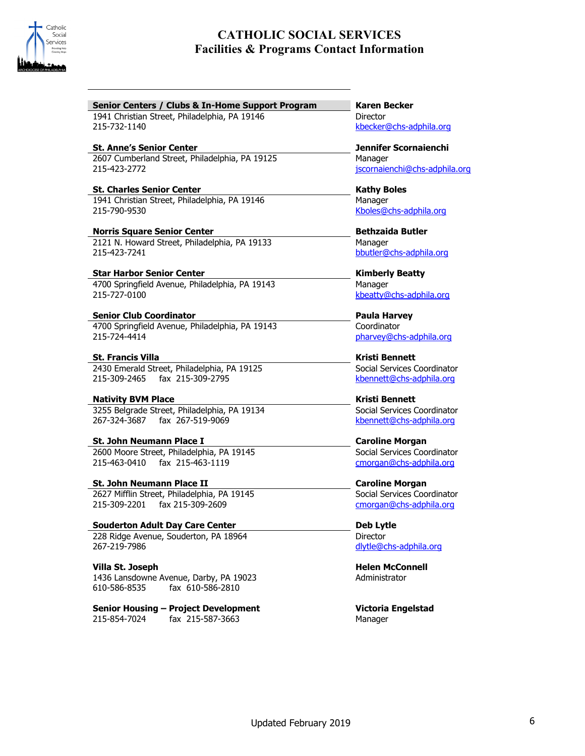# CATHOLIC SOCIAL SERVICES
## Facilities & Programs Contact Information

**Senior Centers / Clubs & In-Home Support Program**
1941 Christian Street, Philadelphia, PA 19146
215-732-1140

**Karen Becker**
Director
kbecker@chs-adphila.org

**St. Anne's Senior Center**
2607 Cumberland Street, Philadelphia, PA 19125
215-423-2772

**Jennifer Scornaienchi**
Manager
jscornaienchi@chs-adphila.org

**St. Charles Senior Center**
1941 Christian Street, Philadelphia, PA 19146
215-790-9530

**Kathy Boles**
Manager
Kboles@chs-adphila.org

**Norris Square Senior Center**
2121 N. Howard Street, Philadelphia, PA 19133
215-423-7241

**Bethzaida Butler**
Manager
bbutler@chs-adphila.org

**Star Harbor Senior Center**
4700 Springfield Avenue, Philadelphia, PA 19143
215-727-0100

**Kimberly Beatty**
Manager
kbeatty@chs-adphila.org

**Senior Club Coordinator**
4700 Springfield Avenue, Philadelphia, PA 19143
215-724-4414

**Paula Harvey**
Coordinator
pharvey@chs-adphila.org

**St. Francis Villa**
2430 Emerald Street, Philadelphia, PA 19125
215-309-2465 fax 215-309-2795

**Kristi Bennett**
Social Services Coordinator
kbennett@chs-adphila.org

**Nativity BVM Place**
3255 Belgrade Street, Philadelphia, PA 19134
267-324-3687 fax 267-519-9069

**Kristi Bennett**
Social Services Coordinator
kbennett@chs-adphila.org

**St. John Neumann Place I**
2600 Moore Street, Philadelphia, PA 19145
215-463-0410 fax 215-463-1119

**Caroline Morgan**
Social Services Coordinator
cmorgan@chs-adphila.org

**St. John Neumann Place II**
2627 Mifflin Street, Philadelphia, PA 19145
215-309-2201 fax 215-309-2609

**Caroline Morgan**
Social Services Coordinator
cmorgan@chs-adphila.org

**Souderton Adult Day Care Center**
228 Ridge Avenue, Souderton, PA 18964
267-219-7986

**Deb Lytle**
Director
dlytle@chs-adphila.org

**Villa St. Joseph**
1436 Lansdowne Avenue, Darby, PA 19023
610-586-8535 fax 610-586-2810

**Helen McConnell**
Administrator

**Senior Housing – Project Development**
215-854-7024 fax 215-587-3663

**Victoria Engelstad**
Manager

Updated February 2019